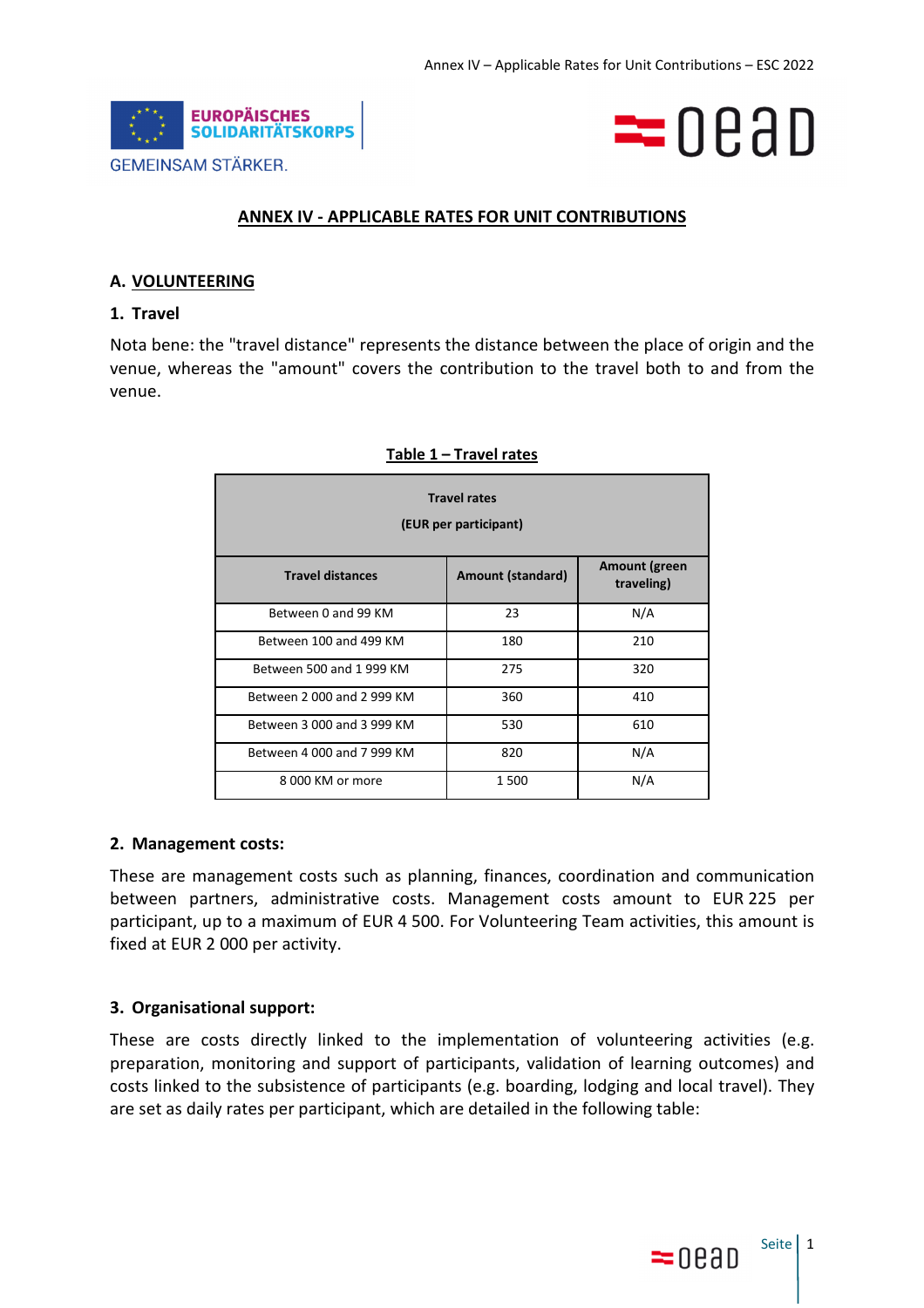# ANNEX IV - APPLICABLE RATES FOR UNIT CONTRIBUTIONS

## A. VOLUNTEERING

### 1. Travel

Nota bene: the "travel distance" represents the distance between the place of origin and the venue, whereas the "amount" covers the contribution to the travel both to and from the venue.

**Table 1 – Travel rates**

| Travel rates (EUR per participant) | | |
|---|---|---|
| **Travel distances** | **Amount (standard)** | **Amount (green traveling)** |
| Between 0 and 99 KM | 23 | N/A |
| Between 100 and 499 KM | 180 | 210 |
| Between 500 and 1 999 KM | 275 | 320 |
| Between 2 000 and 2 999 KM | 360 | 410 |
| Between 3 000 and 3 999 KM | 530 | 610 |
| Between 4 000 and 7 999 KM | 820 | N/A |
| 8 000 KM or more | 1 500 | N/A |

### 2. Management costs:

These are management costs such as planning, finances, coordination and communication between partners, administrative costs. Management costs amount to EUR 225 per participant, up to a maximum of EUR 4 500. For Volunteering Team activities, this amount is fixed at EUR 2 000 per activity.

### 3. Organisational support:

These are costs directly linked to the implementation of volunteering activities (e.g. preparation, monitoring and support of participants, validation of learning outcomes) and costs linked to the subsistence of participants (e.g. boarding, lodging and local travel). They are set as daily rates per participant, which are detailed in the following table: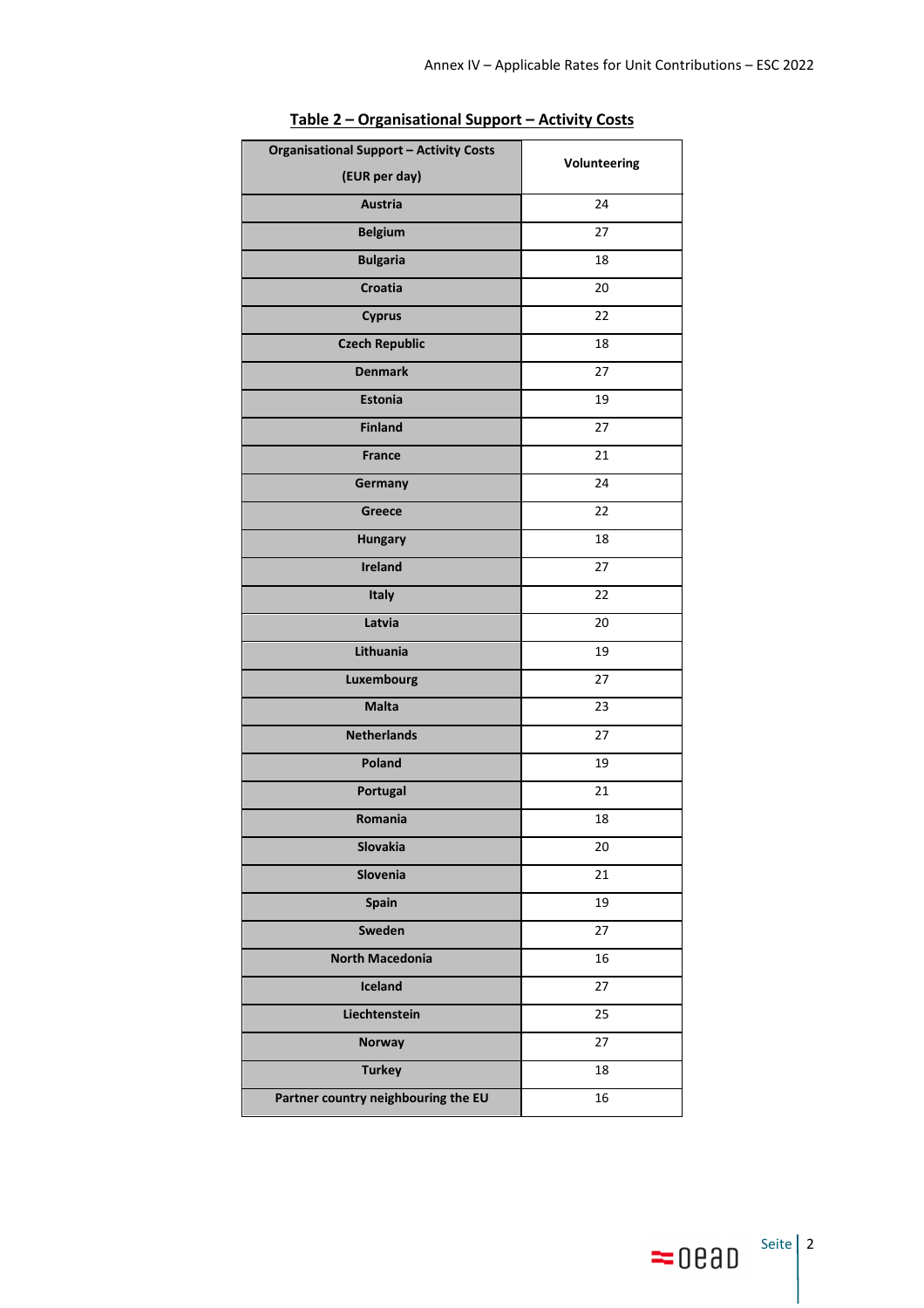## Table 2 – Organisational Support – Activity Costs

| Organisational Support – Activity Costs (EUR per day) | Volunteering |
|---|---|
| Austria | 24 |
| Belgium | 27 |
| Bulgaria | 18 |
| Croatia | 20 |
| Cyprus | 22 |
| Czech Republic | 18 |
| Denmark | 27 |
| Estonia | 19 |
| Finland | 27 |
| France | 21 |
| Germany | 24 |
| Greece | 22 |
| Hungary | 18 |
| Ireland | 27 |
| Italy | 22 |
| Latvia | 20 |
| Lithuania | 19 |
| Luxembourg | 27 |
| Malta | 23 |
| Netherlands | 27 |
| Poland | 19 |
| Portugal | 21 |
| Romania | 18 |
| Slovakia | 20 |
| Slovenia | 21 |
| Spain | 19 |
| Sweden | 27 |
| North Macedonia | 16 |
| Iceland | 27 |
| Liechtenstein | 25 |
| Norway | 27 |
| Turkey | 18 |
| Partner country neighbouring the EU | 16 |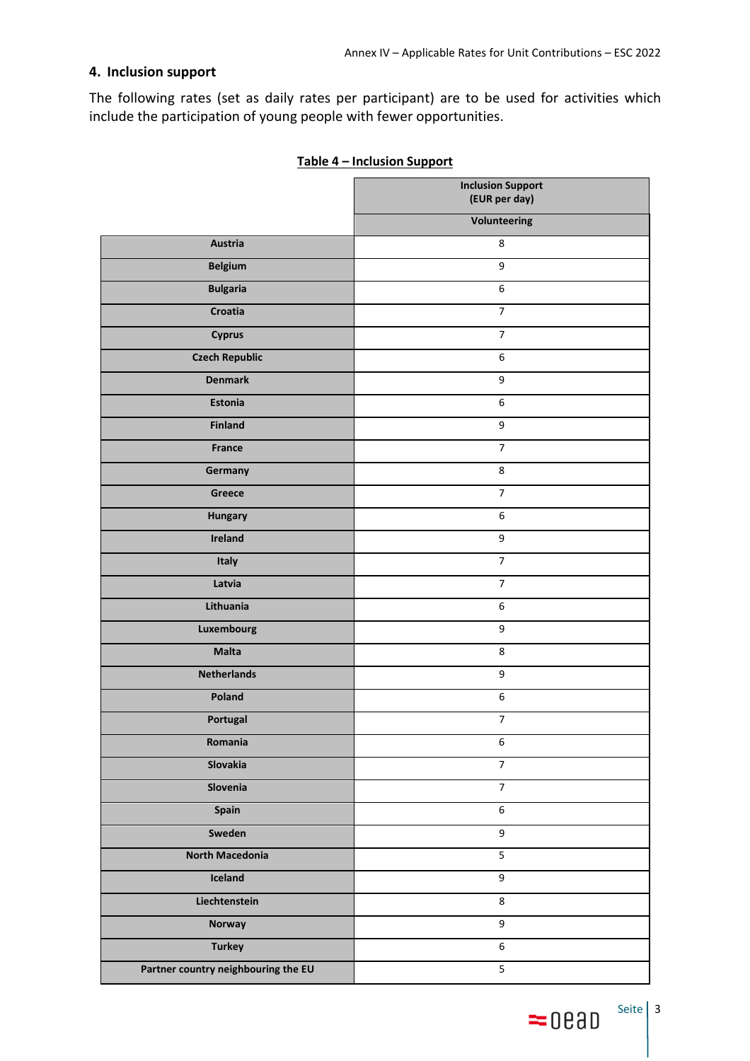## 4. Inclusion support

The following rates (set as daily rates per participant) are to be used for activities which include the participation of young people with fewer opportunities.

**Table 4 – Inclusion Support**

| | Inclusion Support (EUR per day) |
|---|---|
| | Volunteering |
| Austria | 8 |
| Belgium | 9 |
| Bulgaria | 6 |
| Croatia | 7 |
| Cyprus | 7 |
| Czech Republic | 6 |
| Denmark | 9 |
| Estonia | 6 |
| Finland | 9 |
| France | 7 |
| Germany | 8 |
| Greece | 7 |
| Hungary | 6 |
| Ireland | 9 |
| Italy | 7 |
| Latvia | 7 |
| Lithuania | 6 |
| Luxembourg | 9 |
| Malta | 8 |
| Netherlands | 9 |
| Poland | 6 |
| Portugal | 7 |
| Romania | 6 |
| Slovakia | 7 |
| Slovenia | 7 |
| Spain | 6 |
| Sweden | 9 |
| North Macedonia | 5 |
| Iceland | 9 |
| Liechtenstein | 8 |
| Norway | 9 |
| Turkey | 6 |
| Partner country neighbouring the EU | 5 |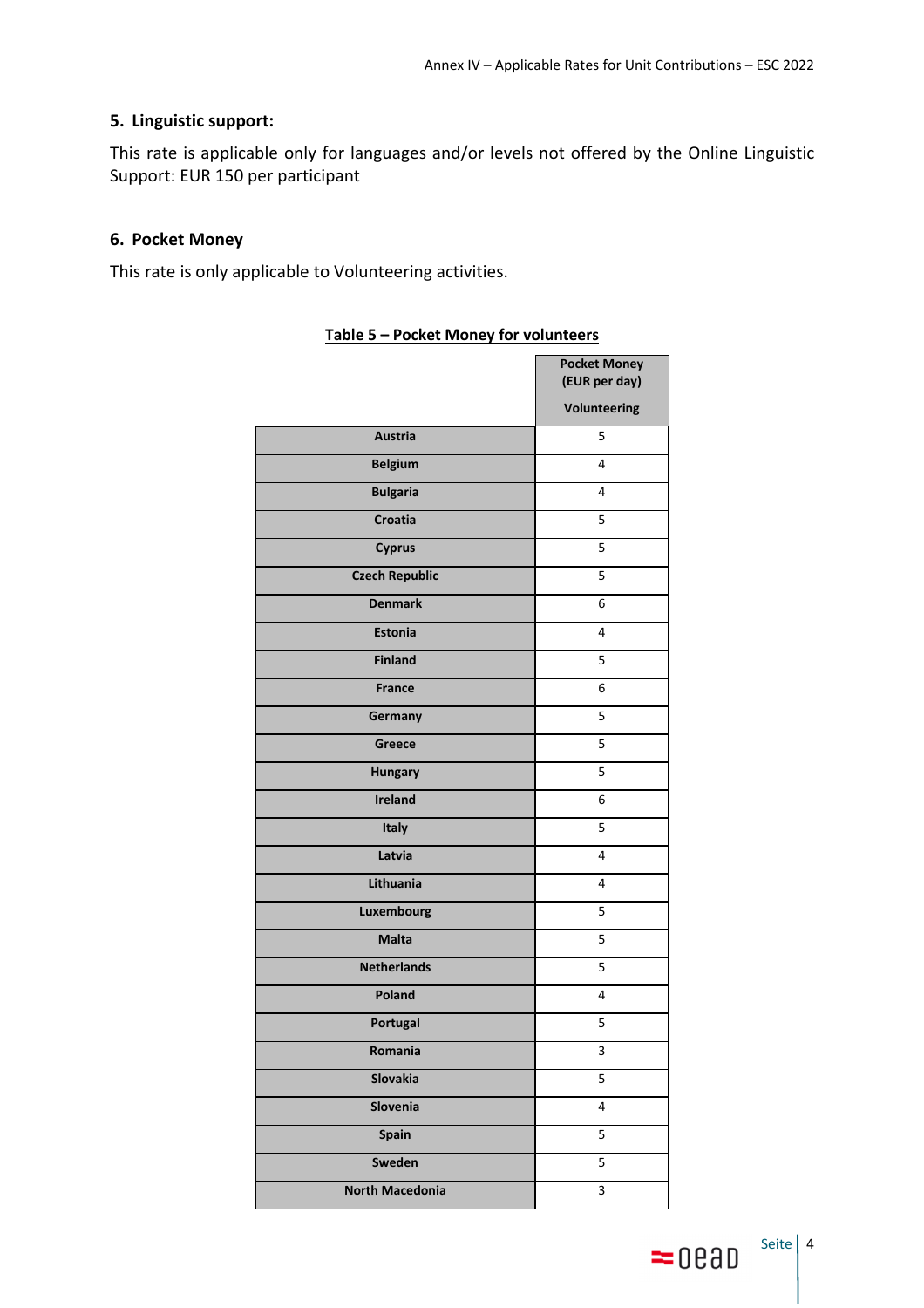## 5. Linguistic support:

This rate is applicable only for languages and/or levels not offered by the Online Linguistic Support: EUR 150 per participant

## 6. Pocket Money

This rate is only applicable to Volunteering activities.

**Table 5 – Pocket Money for volunteers**

| | Pocket Money (EUR per day) |
|---|---|
| | **Volunteering** |
| **Austria** | 5 |
| **Belgium** | 4 |
| **Bulgaria** | 4 |
| **Croatia** | 5 |
| **Cyprus** | 5 |
| **Czech Republic** | 5 |
| **Denmark** | 6 |
| **Estonia** | 4 |
| **Finland** | 5 |
| **France** | 6 |
| **Germany** | 5 |
| **Greece** | 5 |
| **Hungary** | 5 |
| **Ireland** | 6 |
| **Italy** | 5 |
| **Latvia** | 4 |
| **Lithuania** | 4 |
| **Luxembourg** | 5 |
| **Malta** | 5 |
| **Netherlands** | 5 |
| **Poland** | 4 |
| **Portugal** | 5 |
| **Romania** | 3 |
| **Slovakia** | 5 |
| **Slovenia** | 4 |
| **Spain** | 5 |
| **Sweden** | 5 |
| **North Macedonia** | 3 |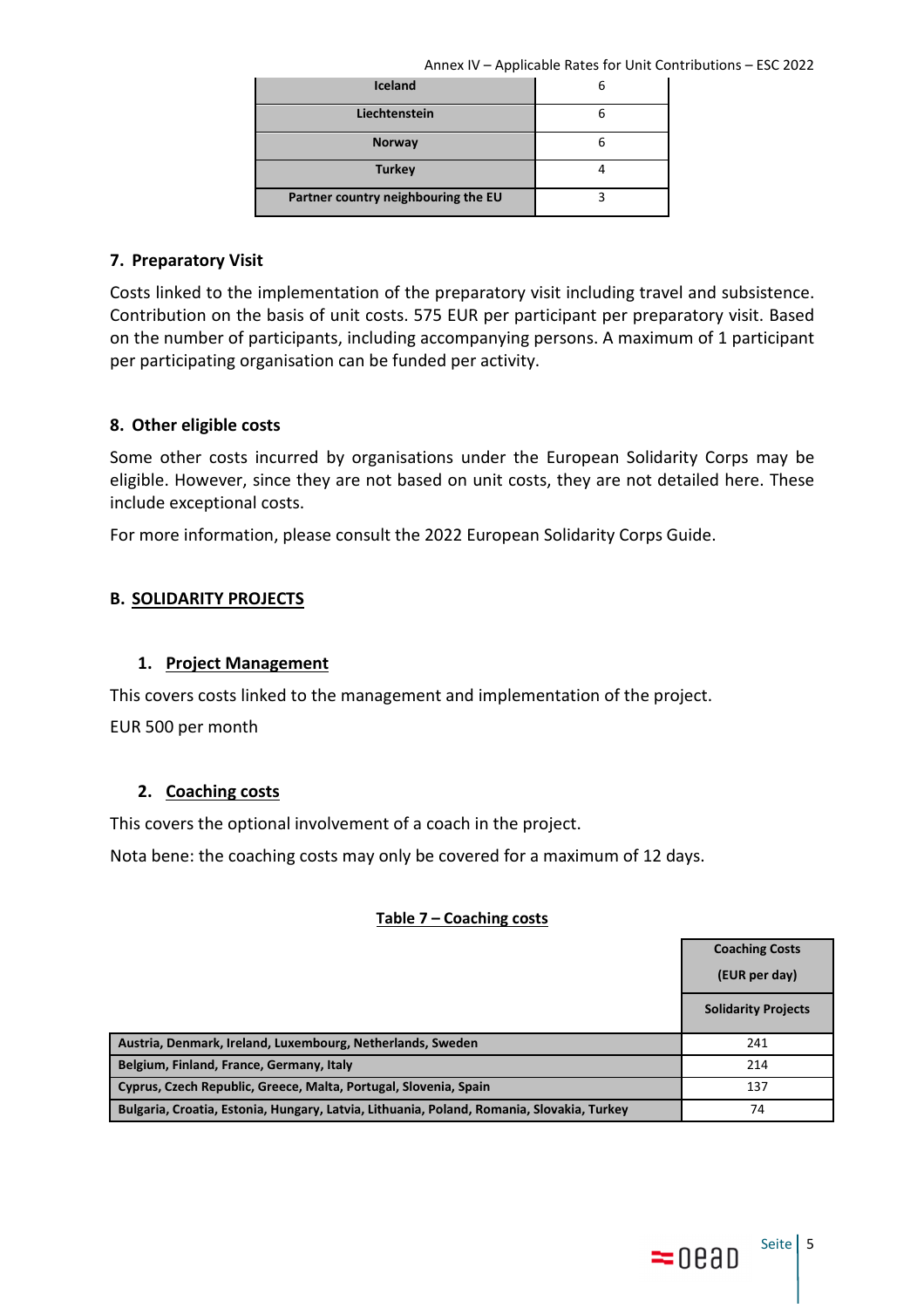| | |
|---|---|
| Iceland | 6 |
| Liechtenstein | 6 |
| Norway | 6 |
| Turkey | 4 |
| Partner country neighbouring the EU | 3 |

### 7. Preparatory Visit

Costs linked to the implementation of the preparatory visit including travel and subsistence. Contribution on the basis of unit costs. 575 EUR per participant per preparatory visit. Based on the number of participants, including accompanying persons. A maximum of 1 participant per participating organisation can be funded per activity.

### 8. Other eligible costs

Some other costs incurred by organisations under the European Solidarity Corps may be eligible. However, since they are not based on unit costs, they are not detailed here. These include exceptional costs.

For more information, please consult the 2022 European Solidarity Corps Guide.

## B. SOLIDARITY PROJECTS

### 1. Project Management

This covers costs linked to the management and implementation of the project.

EUR 500 per month

### 2. Coaching costs

This covers the optional involvement of a coach in the project.

Nota bene: the coaching costs may only be covered for a maximum of 12 days.

**Table 7 – Coaching costs**

| | Coaching Costs (EUR per day) |
|---|---|
| | Solidarity Projects |
| Austria, Denmark, Ireland, Luxembourg, Netherlands, Sweden | 241 |
| Belgium, Finland, France, Germany, Italy | 214 |
| Cyprus, Czech Republic, Greece, Malta, Portugal, Slovenia, Spain | 137 |
| Bulgaria, Croatia, Estonia, Hungary, Latvia, Lithuania, Poland, Romania, Slovakia, Turkey | 74 |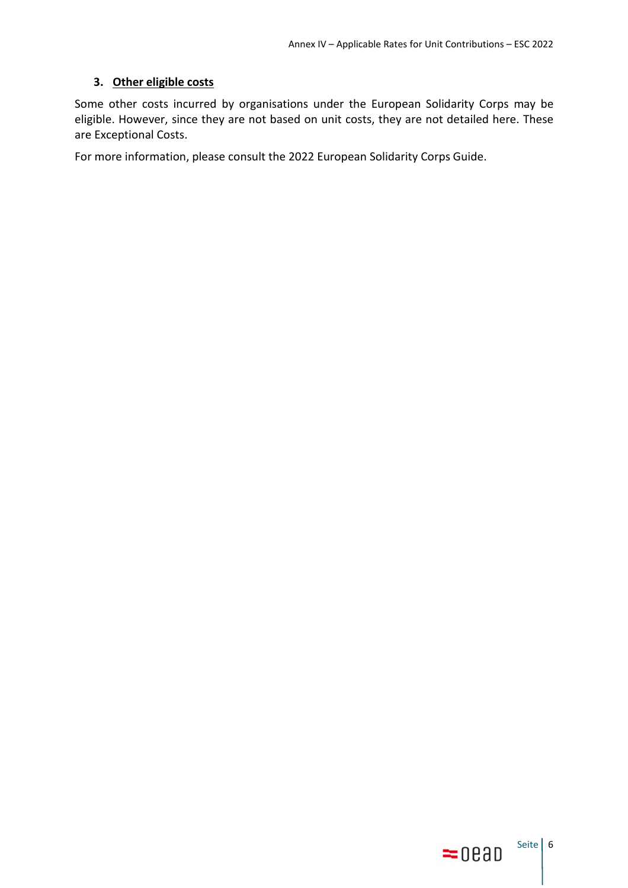### 3. **Other eligible costs**

Some other costs incurred by organisations under the European Solidarity Corps may be eligible. However, since they are not based on unit costs, they are not detailed here. These are Exceptional Costs.

For more information, please consult the 2022 European Solidarity Corps Guide.